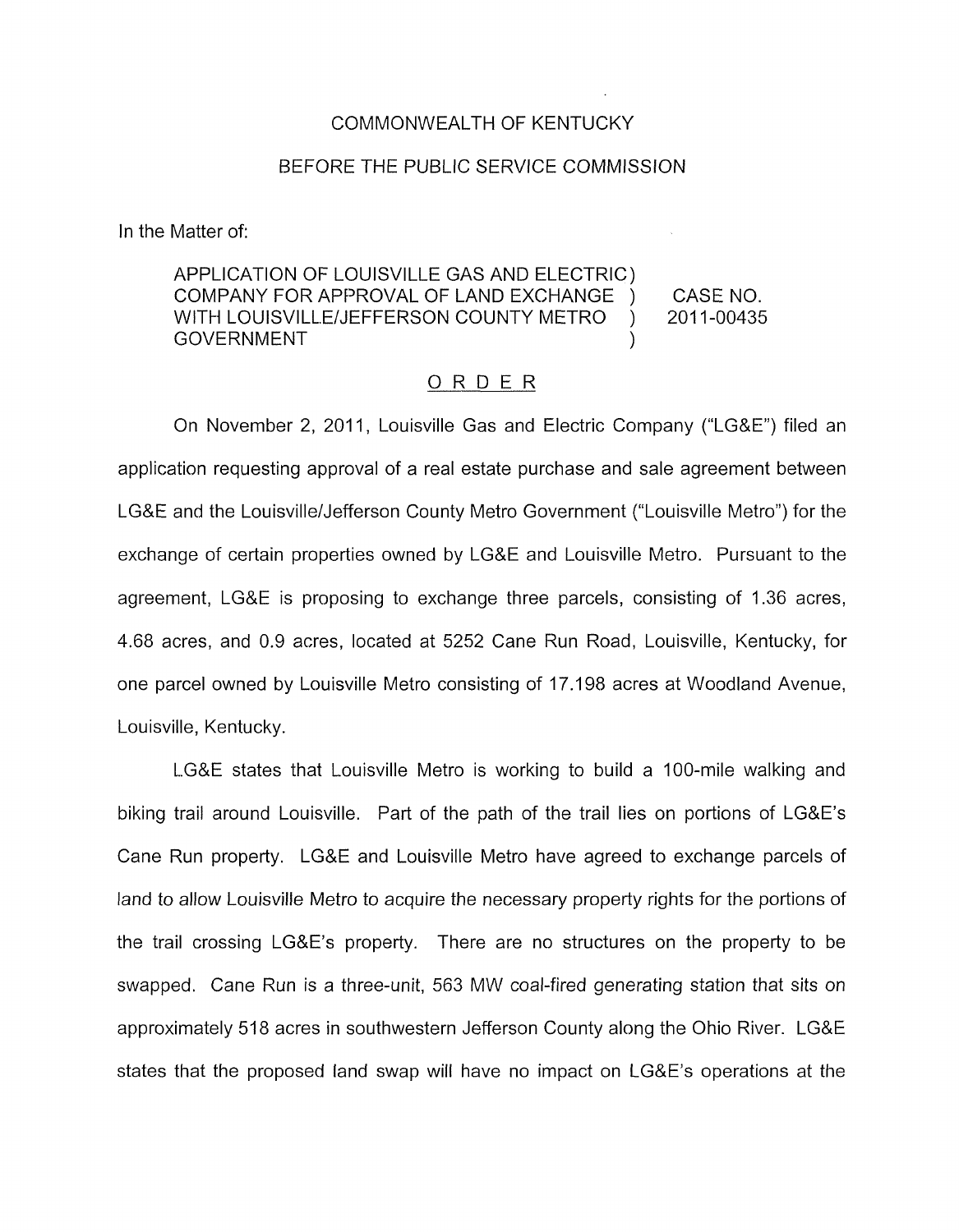COMMONWEALTH OF KENTUCKY

BEFORE THE PUBLIC SERVICE COMMISSION

In the Matter of:

| | | |
|---|---|---|
| APPLICATION OF LOUISVILLE GAS AND ELECTRIC COMPANY FOR APPROVAL OF LAND EXCHANGE WITH LOUISVILLE/JEFFERSON COUNTY METRO GOVERNMENT | ) ) ) ) | CASE NO. 2011-00435 |

ORDER

On November 2, 2011, Louisville Gas and Electric Company ("LG&E") filed an application requesting approval of a real estate purchase and sale agreement between LG&E and the Louisville/Jefferson County Metro Government ("Louisville Metro") for the exchange of certain properties owned by LG&E and Louisville Metro. Pursuant to the agreement, LG&E is proposing to exchange three parcels, consisting of 1.36 acres, 4.68 acres, and 0.9 acres, located at 5252 Cane Run Road, Louisville, Kentucky, for one parcel owned by Louisville Metro consisting of 17.198 acres at Woodland Avenue, Louisville, Kentucky.

LG&E states that Louisville Metro is working to build a 100-mile walking and biking trail around Louisville. Part of the path of the trail lies on portions of LG&E's Cane Run property. LG&E and Louisville Metro have agreed to exchange parcels of land to allow Louisville Metro to acquire the necessary property rights for the portions of the trail crossing LG&E's property. There are no structures on the property to be swapped. Cane Run is a three-unit, 563 MW coal-fired generating station that sits on approximately 518 acres in southwestern Jefferson County along the Ohio River. LG&E states that the proposed land swap will have no impact on LG&E's operations at the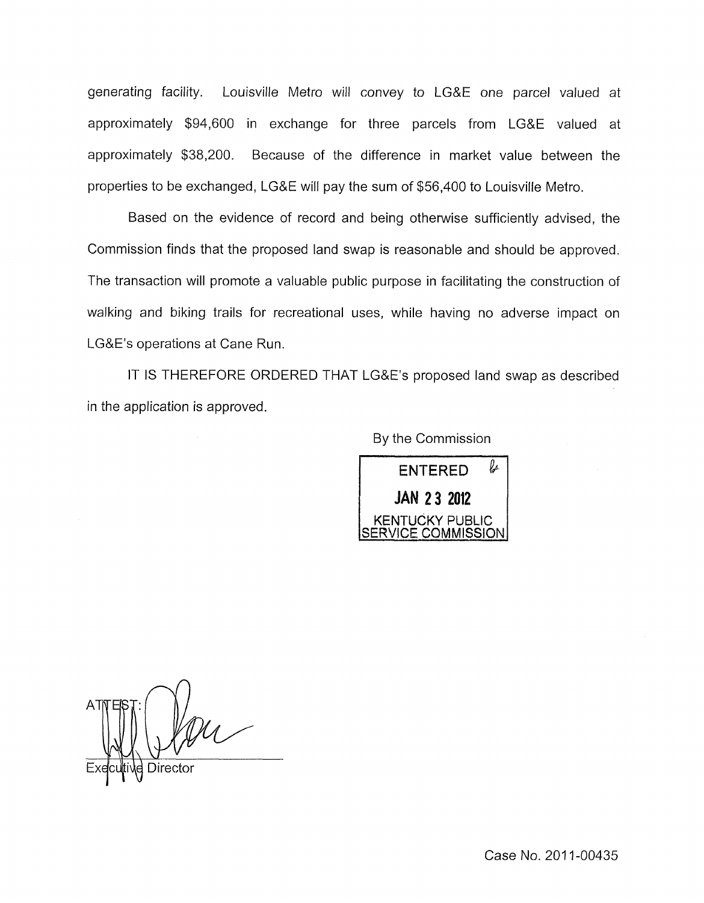generating facility. Louisville Metro will convey to LG&E one parcel valued at approximately $94,600 in exchange for three parcels from LG&E valued at approximately $38,200. Because of the difference in market value between the properties to be exchanged, LG&E will pay the sum of $56,400 to Louisville Metro.

Based on the evidence of record and being otherwise sufficiently advised, the Commission finds that the proposed land swap is reasonable and should be approved. The transaction will promote a valuable public purpose in facilitating the construction of walking and biking trails for recreational uses, while having no adverse impact on LG&E's operations at Cane Run.

IT IS THEREFORE ORDERED THAT LG&E's proposed land swap as described in the application is approved.

By the Commission

ENTERED
JAN 23 2012
KENTUCKY PUBLIC SERVICE COMMISSION

ATTEST:

Executive Director

Case No. 2011-00435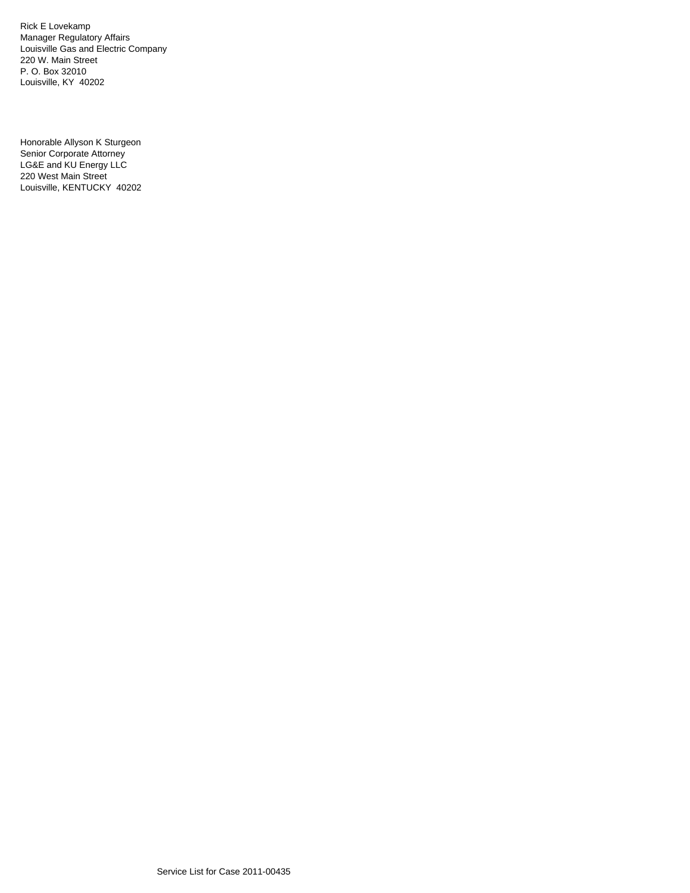Rick E Lovekamp
Manager Regulatory Affairs
Louisville Gas and Electric Company
220 W. Main Street
P. O. Box 32010
Louisville, KY  40202

Honorable Allyson K Sturgeon
Senior Corporate Attorney
LG&E and KU Energy LLC
220 West Main Street
Louisville, KENTUCKY  40202

Service List for Case 2011-00435